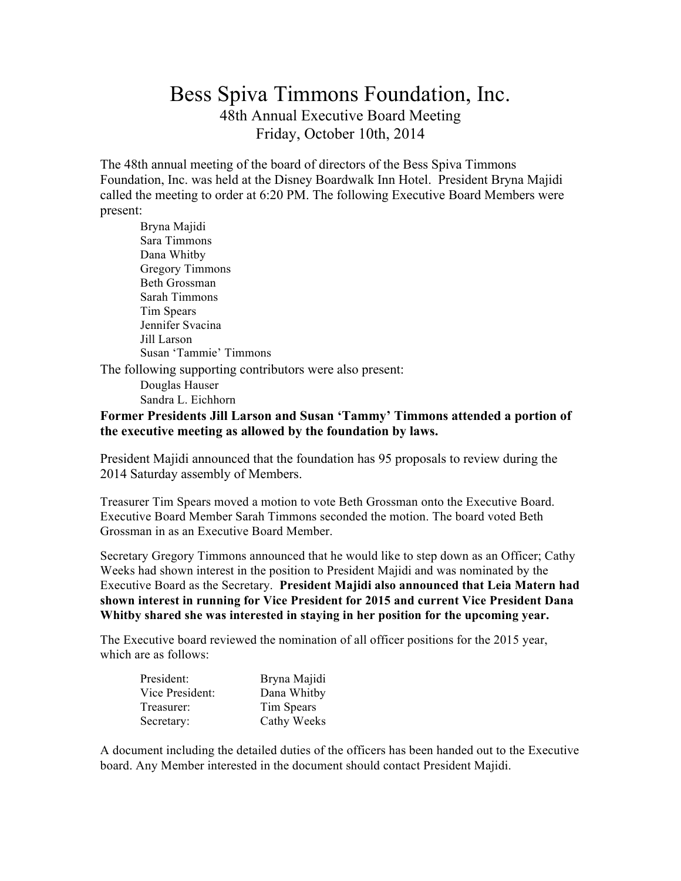# Bess Spiva Timmons Foundation, Inc.

48th Annual Executive Board Meeting
Friday, October 10th, 2014

The 48th annual meeting of the board of directors of the Bess Spiva Timmons Foundation, Inc. was held at the Disney Boardwalk Inn Hotel. President Bryna Majidi called the meeting to order at 6:20 PM. The following Executive Board Members were present:

Bryna Majidi
Sara Timmons
Dana Whitby
Gregory Timmons
Beth Grossman
Sarah Timmons
Tim Spears
Jennifer Svacina
Jill Larson
Susan 'Tammie' Timmons

The following supporting contributors were also present:

Douglas Hauser
Sandra L. Eichhorn

**Former Presidents Jill Larson and Susan 'Tammy' Timmons attended a portion of the executive meeting as allowed by the foundation by laws.**

President Majidi announced that the foundation has 95 proposals to review during the 2014 Saturday assembly of Members.

Treasurer Tim Spears moved a motion to vote Beth Grossman onto the Executive Board. Executive Board Member Sarah Timmons seconded the motion. The board voted Beth Grossman in as an Executive Board Member.

Secretary Gregory Timmons announced that he would like to step down as an Officer; Cathy Weeks had shown interest in the position to President Majidi and was nominated by the Executive Board as the Secretary. **President Majidi also announced that Leia Matern had shown interest in running for Vice President for 2015 and current Vice President Dana Whitby shared she was interested in staying in her position for the upcoming year.**

The Executive board reviewed the nomination of all officer positions for the 2015 year, which are as follows:

| | |
|---|---|
| President: | Bryna Majidi |
| Vice President: | Dana Whitby |
| Treasurer: | Tim Spears |
| Secretary: | Cathy Weeks |

A document including the detailed duties of the officers has been handed out to the Executive board. Any Member interested in the document should contact President Majidi.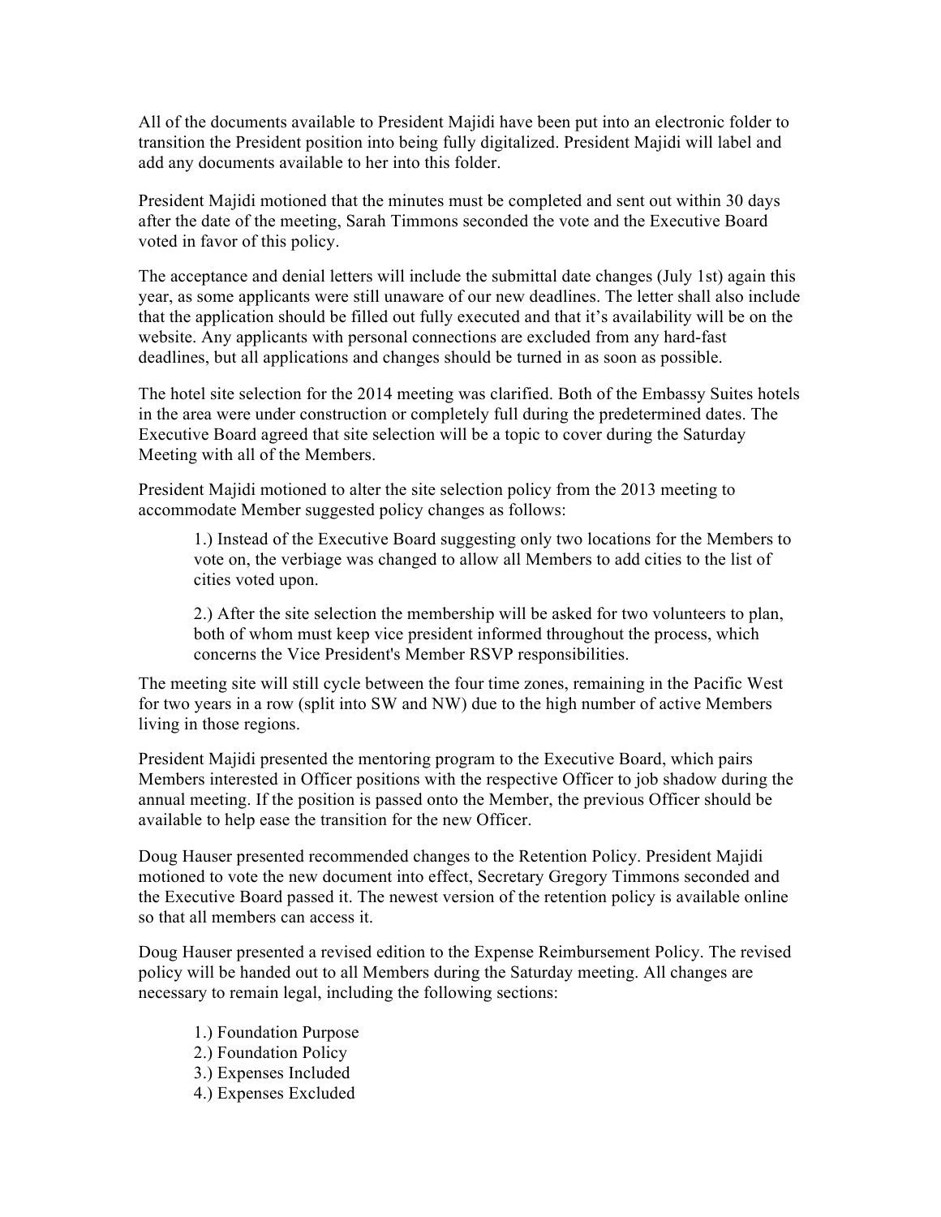All of the documents available to President Majidi have been put into an electronic folder to transition the President position into being fully digitalized. President Majidi will label and add any documents available to her into this folder.

President Majidi motioned that the minutes must be completed and sent out within 30 days after the date of the meeting, Sarah Timmons seconded the vote and the Executive Board voted in favor of this policy.

The acceptance and denial letters will include the submittal date changes (July 1st) again this year, as some applicants were still unaware of our new deadlines. The letter shall also include that the application should be filled out fully executed and that it's availability will be on the website. Any applicants with personal connections are excluded from any hard-fast deadlines, but all applications and changes should be turned in as soon as possible.

The hotel site selection for the 2014 meeting was clarified. Both of the Embassy Suites hotels in the area were under construction or completely full during the predetermined dates. The Executive Board agreed that site selection will be a topic to cover during the Saturday Meeting with all of the Members.

President Majidi motioned to alter the site selection policy from the 2013 meeting to accommodate Member suggested policy changes as follows:

> 1.) Instead of the Executive Board suggesting only two locations for the Members to vote on, the verbiage was changed to allow all Members to add cities to the list of cities voted upon.
>
> 2.) After the site selection the membership will be asked for two volunteers to plan, both of whom must keep vice president informed throughout the process, which concerns the Vice President's Member RSVP responsibilities.

The meeting site will still cycle between the four time zones, remaining in the Pacific West for two years in a row (split into SW and NW) due to the high number of active Members living in those regions.

President Majidi presented the mentoring program to the Executive Board, which pairs Members interested in Officer positions with the respective Officer to job shadow during the annual meeting. If the position is passed onto the Member, the previous Officer should be available to help ease the transition for the new Officer.

Doug Hauser presented recommended changes to the Retention Policy. President Majidi motioned to vote the new document into effect, Secretary Gregory Timmons seconded and the Executive Board passed it. The newest version of the retention policy is available online so that all members can access it.

Doug Hauser presented a revised edition to the Expense Reimbursement Policy. The revised policy will be handed out to all Members during the Saturday meeting. All changes are necessary to remain legal, including the following sections:

> 1.) Foundation Purpose
> 2.) Foundation Policy
> 3.) Expenses Included
> 4.) Expenses Excluded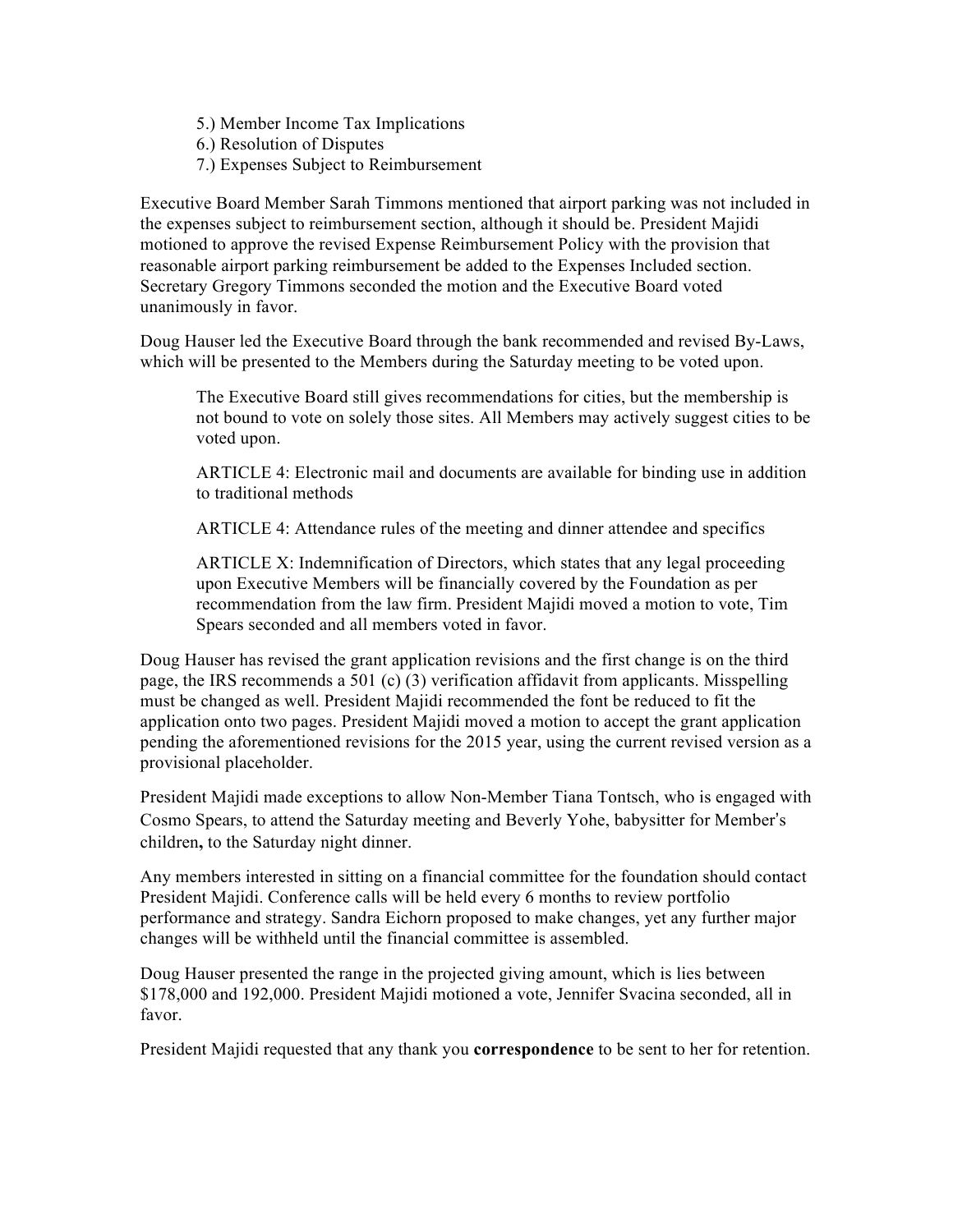5.) Member Income Tax Implications
6.) Resolution of Disputes
7.) Expenses Subject to Reimbursement

Executive Board Member Sarah Timmons mentioned that airport parking was not included in the expenses subject to reimbursement section, although it should be. President Majidi motioned to approve the revised Expense Reimbursement Policy with the provision that reasonable airport parking reimbursement be added to the Expenses Included section. Secretary Gregory Timmons seconded the motion and the Executive Board voted unanimously in favor.

Doug Hauser led the Executive Board through the bank recommended and revised By-Laws, which will be presented to the Members during the Saturday meeting to be voted upon.

> The Executive Board still gives recommendations for cities, but the membership is not bound to vote on solely those sites. All Members may actively suggest cities to be voted upon.
>
> ARTICLE 4: Electronic mail and documents are available for binding use in addition to traditional methods
>
> ARTICLE 4: Attendance rules of the meeting and dinner attendee and specifics
>
> ARTICLE X: Indemnification of Directors, which states that any legal proceeding upon Executive Members will be financially covered by the Foundation as per recommendation from the law firm. President Majidi moved a motion to vote, Tim Spears seconded and all members voted in favor.

Doug Hauser has revised the grant application revisions and the first change is on the third page, the IRS recommends a 501 (c) (3) verification affidavit from applicants. Misspelling must be changed as well. President Majidi recommended the font be reduced to fit the application onto two pages. President Majidi moved a motion to accept the grant application pending the aforementioned revisions for the 2015 year, using the current revised version as a provisional placeholder.

President Majidi made exceptions to allow Non-Member Tiana Tontsch, who is engaged with Cosmo Spears, to attend the Saturday meeting and Beverly Yohe, babysitter for Member's children**,** to the Saturday night dinner.

Any members interested in sitting on a financial committee for the foundation should contact President Majidi. Conference calls will be held every 6 months to review portfolio performance and strategy. Sandra Eichorn proposed to make changes, yet any further major changes will be withheld until the financial committee is assembled.

Doug Hauser presented the range in the projected giving amount, which is lies between $178,000 and 192,000. President Majidi motioned a vote, Jennifer Svacina seconded, all in favor.

President Majidi requested that any thank you **correspondence** to be sent to her for retention.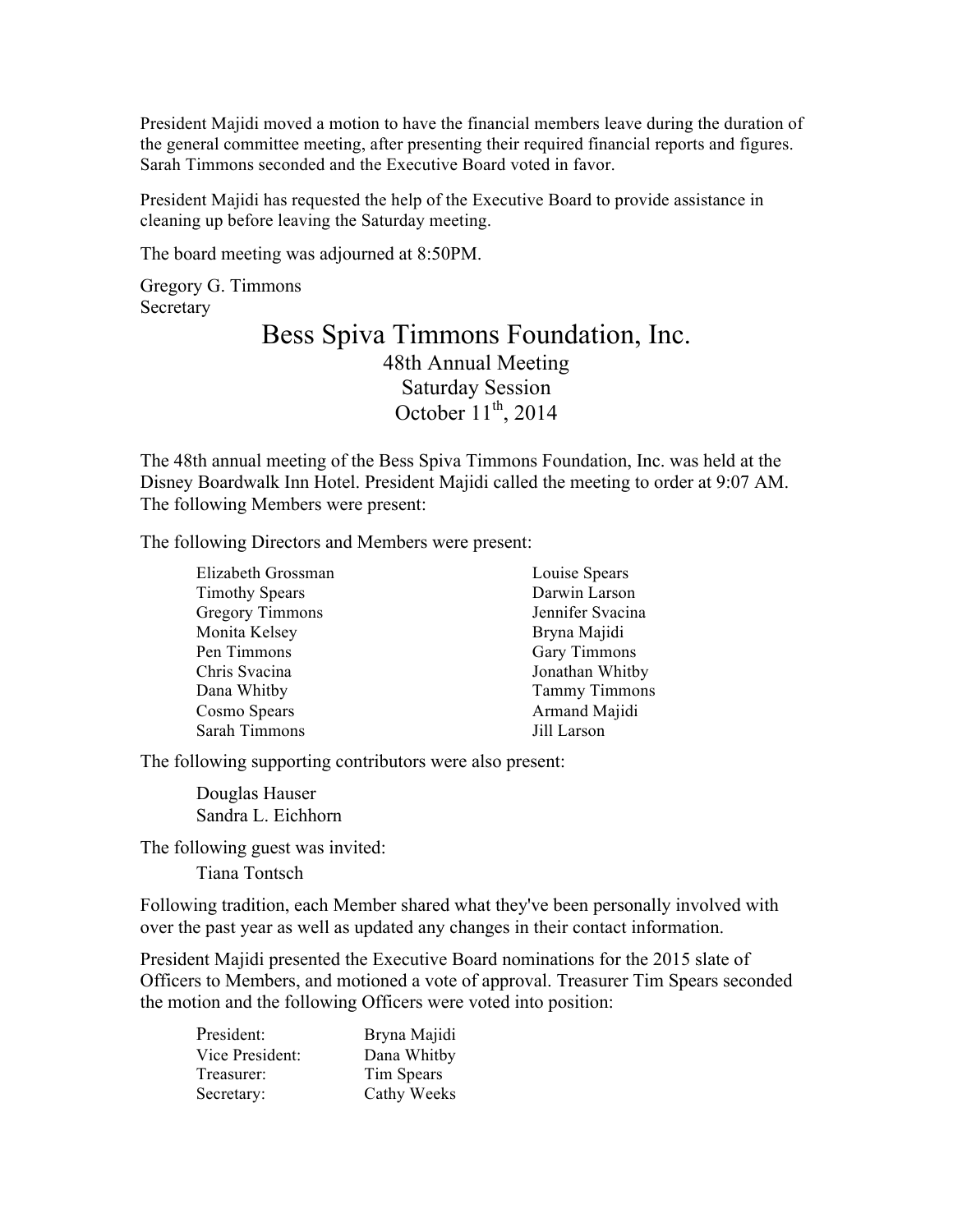President Majidi moved a motion to have the financial members leave during the duration of the general committee meeting, after presenting their required financial reports and figures. Sarah Timmons seconded and the Executive Board voted in favor.

President Majidi has requested the help of the Executive Board to provide assistance in cleaning up before leaving the Saturday meeting.

The board meeting was adjourned at 8:50PM.

Gregory G. Timmons
Secretary

# Bess Spiva Timmons Foundation, Inc.

## 48th Annual Meeting
## Saturday Session
## October 11th, 2014

The 48th annual meeting of the Bess Spiva Timmons Foundation, Inc. was held at the Disney Boardwalk Inn Hotel. President Majidi called the meeting to order at 9:07 AM. The following Members were present:

The following Directors and Members were present:

| | |
|---|---|
| Elizabeth Grossman | Louise Spears |
| Timothy Spears | Darwin Larson |
| Gregory Timmons | Jennifer Svacina |
| Monita Kelsey | Bryna Majidi |
| Pen Timmons | Gary Timmons |
| Chris Svacina | Jonathan Whitby |
| Dana Whitby | Tammy Timmons |
| Cosmo Spears | Armand Majidi |
| Sarah Timmons | Jill Larson |

The following supporting contributors were also present:

Douglas Hauser
Sandra L. Eichhorn

The following guest was invited:

Tiana Tontsch

Following tradition, each Member shared what they've been personally involved with over the past year as well as updated any changes in their contact information.

President Majidi presented the Executive Board nominations for the 2015 slate of Officers to Members, and motioned a vote of approval. Treasurer Tim Spears seconded the motion and the following Officers were voted into position:

| | |
|---|---|
| President: | Bryna Majidi |
| Vice President: | Dana Whitby |
| Treasurer: | Tim Spears |
| Secretary: | Cathy Weeks |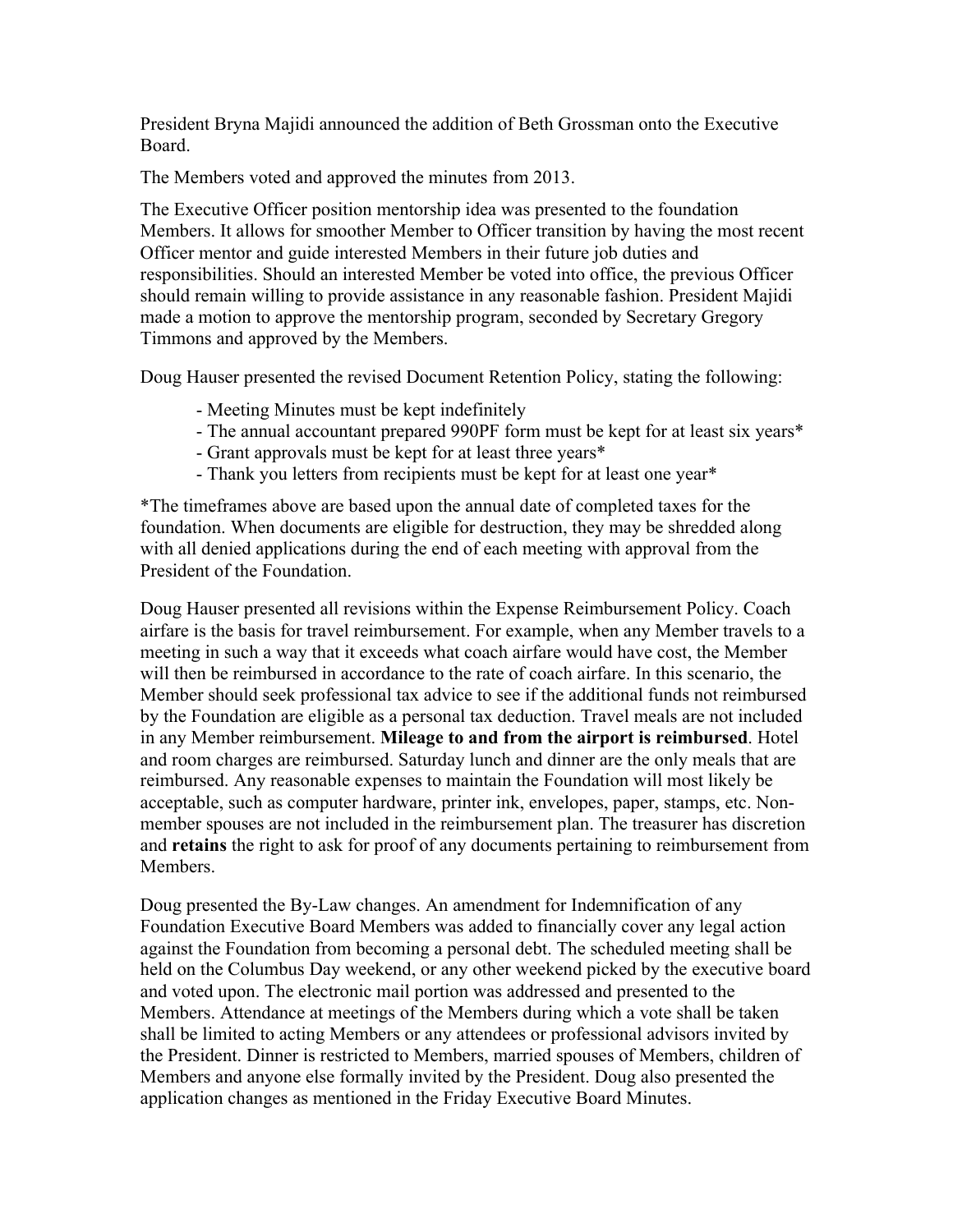President Bryna Majidi announced the addition of Beth Grossman onto the Executive Board.

The Members voted and approved the minutes from 2013.

The Executive Officer position mentorship idea was presented to the foundation Members. It allows for smoother Member to Officer transition by having the most recent Officer mentor and guide interested Members in their future job duties and responsibilities. Should an interested Member be voted into office, the previous Officer should remain willing to provide assistance in any reasonable fashion. President Majidi made a motion to approve the mentorship program, seconded by Secretary Gregory Timmons and approved by the Members.

Doug Hauser presented the revised Document Retention Policy, stating the following:

- Meeting Minutes must be kept indefinitely
- The annual accountant prepared 990PF form must be kept for at least six years*
- Grant approvals must be kept for at least three years*
- Thank you letters from recipients must be kept for at least one year*

*The timeframes above are based upon the annual date of completed taxes for the foundation. When documents are eligible for destruction, they may be shredded along with all denied applications during the end of each meeting with approval from the President of the Foundation.

Doug Hauser presented all revisions within the Expense Reimbursement Policy. Coach airfare is the basis for travel reimbursement. For example, when any Member travels to a meeting in such a way that it exceeds what coach airfare would have cost, the Member will then be reimbursed in accordance to the rate of coach airfare. In this scenario, the Member should seek professional tax advice to see if the additional funds not reimbursed by the Foundation are eligible as a personal tax deduction. Travel meals are not included in any Member reimbursement. **Mileage to and from the airport is reimbursed**. Hotel and room charges are reimbursed. Saturday lunch and dinner are the only meals that are reimbursed. Any reasonable expenses to maintain the Foundation will most likely be acceptable, such as computer hardware, printer ink, envelopes, paper, stamps, etc. Non-member spouses are not included in the reimbursement plan. The treasurer has discretion and **retains** the right to ask for proof of any documents pertaining to reimbursement from Members.

Doug presented the By-Law changes. An amendment for Indemnification of any Foundation Executive Board Members was added to financially cover any legal action against the Foundation from becoming a personal debt. The scheduled meeting shall be held on the Columbus Day weekend, or any other weekend picked by the executive board and voted upon. The electronic mail portion was addressed and presented to the Members. Attendance at meetings of the Members during which a vote shall be taken shall be limited to acting Members or any attendees or professional advisors invited by the President. Dinner is restricted to Members, married spouses of Members, children of Members and anyone else formally invited by the President. Doug also presented the application changes as mentioned in the Friday Executive Board Minutes.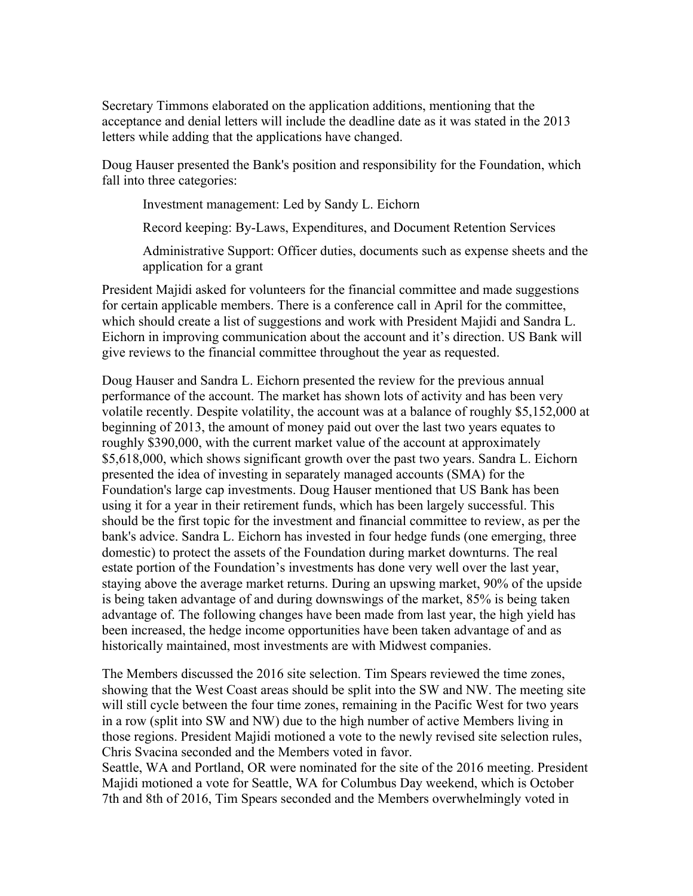Secretary Timmons elaborated on the application additions, mentioning that the acceptance and denial letters will include the deadline date as it was stated in the 2013 letters while adding that the applications have changed.

Doug Hauser presented the Bank's position and responsibility for the Foundation, which fall into three categories:

> Investment management: Led by Sandy L. Eichorn
>
> Record keeping: By-Laws, Expenditures, and Document Retention Services
>
> Administrative Support: Officer duties, documents such as expense sheets and the application for a grant

President Majidi asked for volunteers for the financial committee and made suggestions for certain applicable members. There is a conference call in April for the committee, which should create a list of suggestions and work with President Majidi and Sandra L. Eichorn in improving communication about the account and it's direction. US Bank will give reviews to the financial committee throughout the year as requested.

Doug Hauser and Sandra L. Eichorn presented the review for the previous annual performance of the account. The market has shown lots of activity and has been very volatile recently. Despite volatility, the account was at a balance of roughly $5,152,000 at beginning of 2013, the amount of money paid out over the last two years equates to roughly $390,000, with the current market value of the account at approximately $5,618,000, which shows significant growth over the past two years. Sandra L. Eichorn presented the idea of investing in separately managed accounts (SMA) for the Foundation's large cap investments. Doug Hauser mentioned that US Bank has been using it for a year in their retirement funds, which has been largely successful. This should be the first topic for the investment and financial committee to review, as per the bank's advice. Sandra L. Eichorn has invested in four hedge funds (one emerging, three domestic) to protect the assets of the Foundation during market downturns. The real estate portion of the Foundation's investments has done very well over the last year, staying above the average market returns. During an upswing market, 90% of the upside is being taken advantage of and during downswings of the market, 85% is being taken advantage of. The following changes have been made from last year, the high yield has been increased, the hedge income opportunities have been taken advantage of and as historically maintained, most investments are with Midwest companies.

The Members discussed the 2016 site selection. Tim Spears reviewed the time zones, showing that the West Coast areas should be split into the SW and NW. The meeting site will still cycle between the four time zones, remaining in the Pacific West for two years in a row (split into SW and NW) due to the high number of active Members living in those regions. President Majidi motioned a vote to the newly revised site selection rules, Chris Svacina seconded and the Members voted in favor.

Seattle, WA and Portland, OR were nominated for the site of the 2016 meeting. President Majidi motioned a vote for Seattle, WA for Columbus Day weekend, which is October 7th and 8th of 2016, Tim Spears seconded and the Members overwhelmingly voted in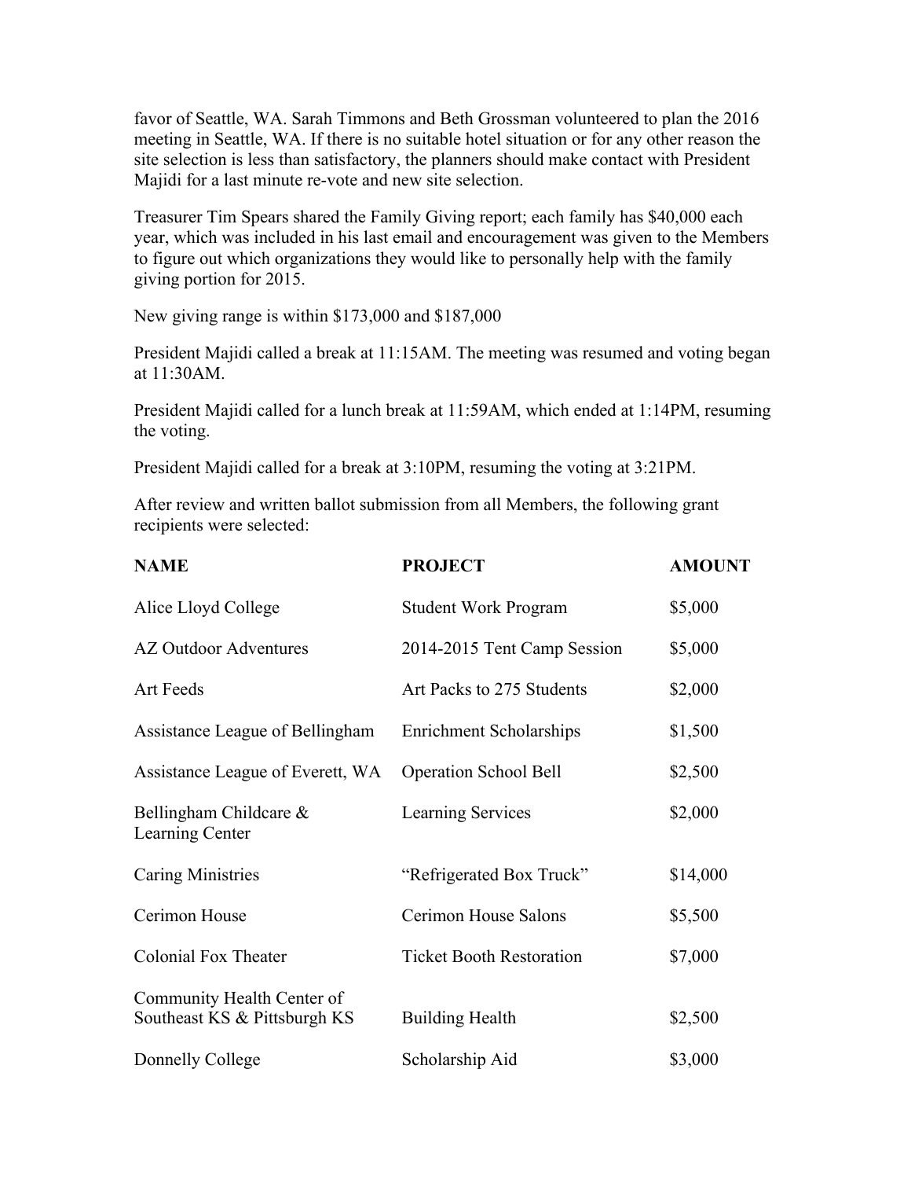favor of Seattle, WA. Sarah Timmons and Beth Grossman volunteered to plan the 2016 meeting in Seattle, WA. If there is no suitable hotel situation or for any other reason the site selection is less than satisfactory, the planners should make contact with President Majidi for a last minute re-vote and new site selection.

Treasurer Tim Spears shared the Family Giving report; each family has $40,000 each year, which was included in his last email and encouragement was given to the Members to figure out which organizations they would like to personally help with the family giving portion for 2015.

New giving range is within $173,000 and $187,000

President Majidi called a break at 11:15AM. The meeting was resumed and voting began at 11:30AM.

President Majidi called for a lunch break at 11:59AM, which ended at 1:14PM, resuming the voting.

President Majidi called for a break at 3:10PM, resuming the voting at 3:21PM.

After review and written ballot submission from all Members, the following grant recipients were selected:

| **NAME** | **PROJECT** | **AMOUNT** |
|---|---|---|
| Alice Lloyd College | Student Work Program | $5,000 |
| AZ Outdoor Adventures | 2014-2015 Tent Camp Session | $5,000 |
| Art Feeds | Art Packs to 275 Students | $2,000 |
| Assistance League of Bellingham | Enrichment Scholarships | $1,500 |
| Assistance League of Everett, WA | Operation School Bell | $2,500 |
| Bellingham Childcare & Learning Center | Learning Services | $2,000 |
| Caring Ministries | "Refrigerated Box Truck" | $14,000 |
| Cerimon House | Cerimon House Salons | $5,500 |
| Colonial Fox Theater | Ticket Booth Restoration | $7,000 |
| Community Health Center of Southeast KS & Pittsburgh KS | Building Health | $2,500 |
| Donnelly College | Scholarship Aid | $3,000 |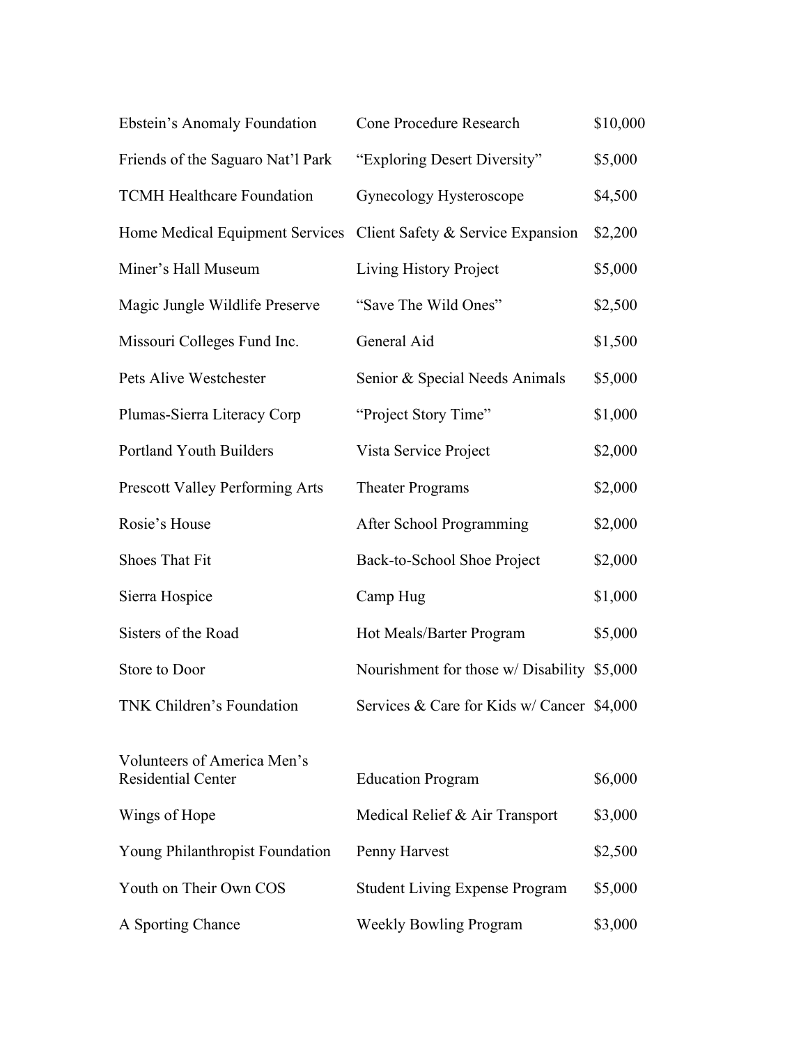| | | |
|---|---|---|
| Ebstein's Anomaly Foundation | Cone Procedure Research | $10,000 |
| Friends of the Saguaro Nat'l Park | "Exploring Desert Diversity" | $5,000 |
| TCMH Healthcare Foundation | Gynecology Hysteroscope | $4,500 |
| Home Medical Equipment Services | Client Safety & Service Expansion | $2,200 |
| Miner's Hall Museum | Living History Project | $5,000 |
| Magic Jungle Wildlife Preserve | "Save The Wild Ones" | $2,500 |
| Missouri Colleges Fund Inc. | General Aid | $1,500 |
| Pets Alive Westchester | Senior & Special Needs Animals | $5,000 |
| Plumas-Sierra Literacy Corp | "Project Story Time" | $1,000 |
| Portland Youth Builders | Vista Service Project | $2,000 |
| Prescott Valley Performing Arts | Theater Programs | $2,000 |
| Rosie's House | After School Programming | $2,000 |
| Shoes That Fit | Back-to-School Shoe Project | $2,000 |
| Sierra Hospice | Camp Hug | $1,000 |
| Sisters of the Road | Hot Meals/Barter Program | $5,000 |
| Store to Door | Nourishment for those w/ Disability | $5,000 |
| TNK Children's Foundation | Services & Care for Kids w/ Cancer | $4,000 |
| Volunteers of America Men's Residential Center | Education Program | $6,000 |
| Wings of Hope | Medical Relief & Air Transport | $3,000 |
| Young Philanthropist Foundation | Penny Harvest | $2,500 |
| Youth on Their Own COS | Student Living Expense Program | $5,000 |
| A Sporting Chance | Weekly Bowling Program | $3,000 |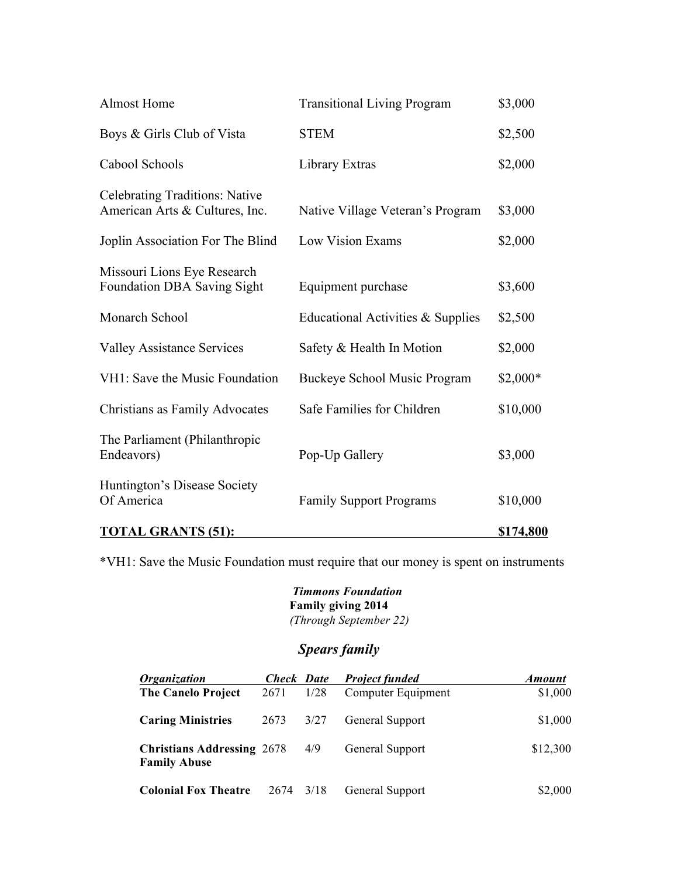| | | |
|---|---|---|
| Almost Home | Transitional Living Program | $3,000 |
| Boys & Girls Club of Vista | STEM | $2,500 |
| Cabool Schools | Library Extras | $2,000 |
| Celebrating Traditions: Native American Arts & Cultures, Inc. | Native Village Veteran's Program | $3,000 |
| Joplin Association For The Blind | Low Vision Exams | $2,000 |
| Missouri Lions Eye Research Foundation DBA Saving Sight | Equipment purchase | $3,600 |
| Monarch School | Educational Activities & Supplies | $2,500 |
| Valley Assistance Services | Safety & Health In Motion | $2,000 |
| VH1: Save the Music Foundation | Buckeye School Music Program | $2,000* |
| Christians as Family Advocates | Safe Families for Children | $10,000 |
| The Parliament (Philanthropic Endeavors) | Pop-Up Gallery | $3,000 |
| Huntington's Disease Society Of America | Family Support Programs | $10,000 |
| **TOTAL GRANTS (51):** | | **$174,800** |

*VH1: Save the Music Foundation must require that our money is spent on instruments

***Timmons Foundation***
**Family giving 2014**
*(Through September 22)*

## *Spears family*

| *Organization* | *Check* | *Date* | *Project funded* | *Amount* |
|---|---|---|---|---|
| **The Canelo Project** | 2671 | 1/28 | Computer Equipment | $1,000 |
| **Caring Ministries** | 2673 | 3/27 | General Support | $1,000 |
| **Christians Addressing Family Abuse** | 2678 | 4/9 | General Support | $12,300 |
| **Colonial Fox Theatre** | 2674 | 3/18 | General Support | $2,000 |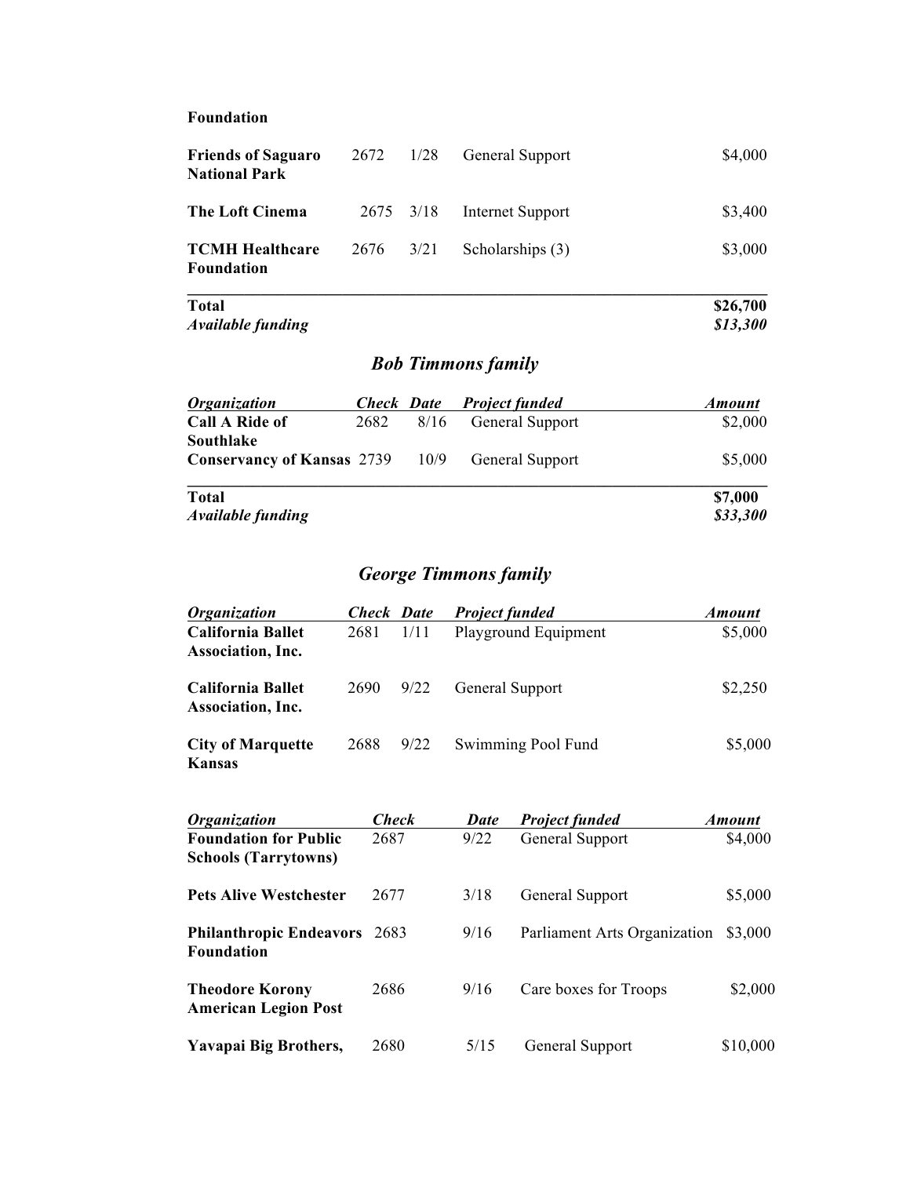**Foundation**

| | | | | |
|---|---|---|---|---|
| **Friends of Saguaro National Park** | 2672 | 1/28 | General Support | $4,000 |
| **The Loft Cinema** | 2675 | 3/18 | Internet Support | $3,400 |
| **TCMH Healthcare Foundation** | 2676 | 3/21 | Scholarships (3) | $3,000 |
| **Total** | | | | **$26,700** |
| ***Available funding*** | | | | ***$13,300*** |

## *Bob Timmons family*

| *Organization* | *Check* | *Date* | *Project funded* | *Amount* |
|---|---|---|---|---|
| **Call A Ride of Southlake** | 2682 | 8/16 | General Support | $2,000 |
| **Conservancy of Kansas** | 2739 | 10/9 | General Support | $5,000 |
| **Total** | | | | **$7,000** |
| ***Available funding*** | | | | ***$33,300*** |

## *George Timmons family*

| *Organization* | *Check* | *Date* | *Project funded* | *Amount* |
|---|---|---|---|---|
| **California Ballet Association, Inc.** | 2681 | 1/11 | Playground Equipment | $5,000 |
| **California Ballet Association, Inc.** | 2690 | 9/22 | General Support | $2,250 |
| **City of Marquette Kansas** | 2688 | 9/22 | Swimming Pool Fund | $5,000 |
| **Foundation for Public Schools (Tarrytowns)** | 2687 | 9/22 | General Support | $4,000 |
| **Pets Alive Westchester** | 2677 | 3/18 | General Support | $5,000 |
| **Philanthropic Endeavors Foundation** | 2683 | 9/16 | Parliament Arts Organization | $3,000 |
| **Theodore Korony American Legion Post** | 2686 | 9/16 | Care boxes for Troops | $2,000 |
| **Yavapai Big Brothers,** | 2680 | 5/15 | General Support | $10,000 |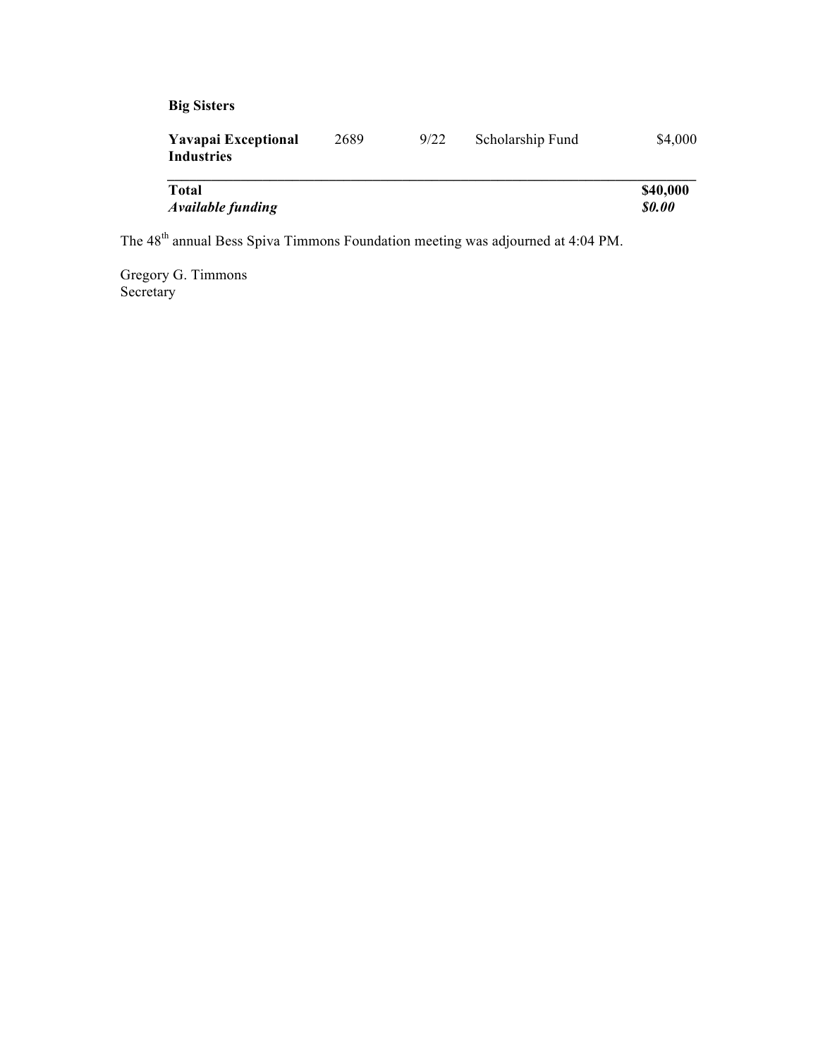| | | | | |
|---|---|---|---|---|
| **Big Sisters** | | | | |
| **Yavapai Exceptional Industries** | 2689 | 9/22 | Scholarship Fund | $4,000 |
| **Total** | | | | **$40,000** |
| ***Available funding*** | | | | ***$0.00*** |

The 48th annual Bess Spiva Timmons Foundation meeting was adjourned at 4:04 PM.

Gregory G. Timmons
Secretary